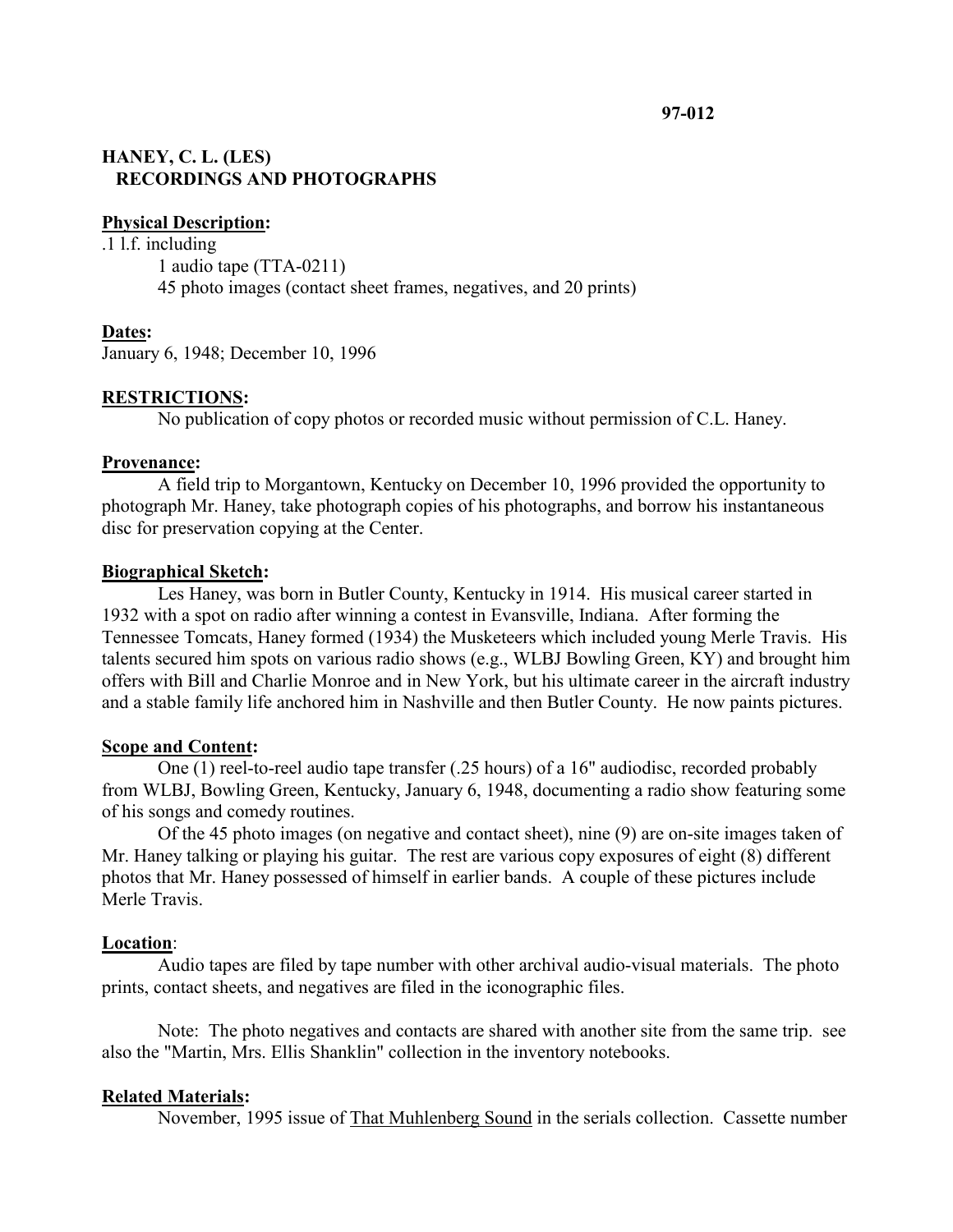**97-012**

# HANEY, C. L. (LES)
## RECORDINGS AND PHOTOGRAPHS

**Physical Description:**

.1 l.f. including
- 1 audio tape (TTA-0211)
- 45 photo images (contact sheet frames, negatives, and 20 prints)

**Dates:**

January 6, 1948; December 10, 1996

**RESTRICTIONS:**

No publication of copy photos or recorded music without permission of C.L. Haney.

**Provenance:**

A field trip to Morgantown, Kentucky on December 10, 1996 provided the opportunity to photograph Mr. Haney, take photograph copies of his photographs, and borrow his instantaneous disc for preservation copying at the Center.

**Biographical Sketch:**

Les Haney, was born in Butler County, Kentucky in 1914. His musical career started in 1932 with a spot on radio after winning a contest in Evansville, Indiana. After forming the Tennessee Tomcats, Haney formed (1934) the Musketeers which included young Merle Travis. His talents secured him spots on various radio shows (e.g., WLBJ Bowling Green, KY) and brought him offers with Bill and Charlie Monroe and in New York, but his ultimate career in the aircraft industry and a stable family life anchored him in Nashville and then Butler County. He now paints pictures.

**Scope and Content:**

One (1) reel-to-reel audio tape transfer (.25 hours) of a 16" audiodisc, recorded probably from WLBJ, Bowling Green, Kentucky, January 6, 1948, documenting a radio show featuring some of his songs and comedy routines.

Of the 45 photo images (on negative and contact sheet), nine (9) are on-site images taken of Mr. Haney talking or playing his guitar. The rest are various copy exposures of eight (8) different photos that Mr. Haney possessed of himself in earlier bands. A couple of these pictures include Merle Travis.

**Location**:

Audio tapes are filed by tape number with other archival audio-visual materials. The photo prints, contact sheets, and negatives are filed in the iconographic files.

Note: The photo negatives and contacts are shared with another site from the same trip. see also the "Martin, Mrs. Ellis Shanklin" collection in the inventory notebooks.

**Related Materials:**

November, 1995 issue of That Muhlenberg Sound in the serials collection. Cassette number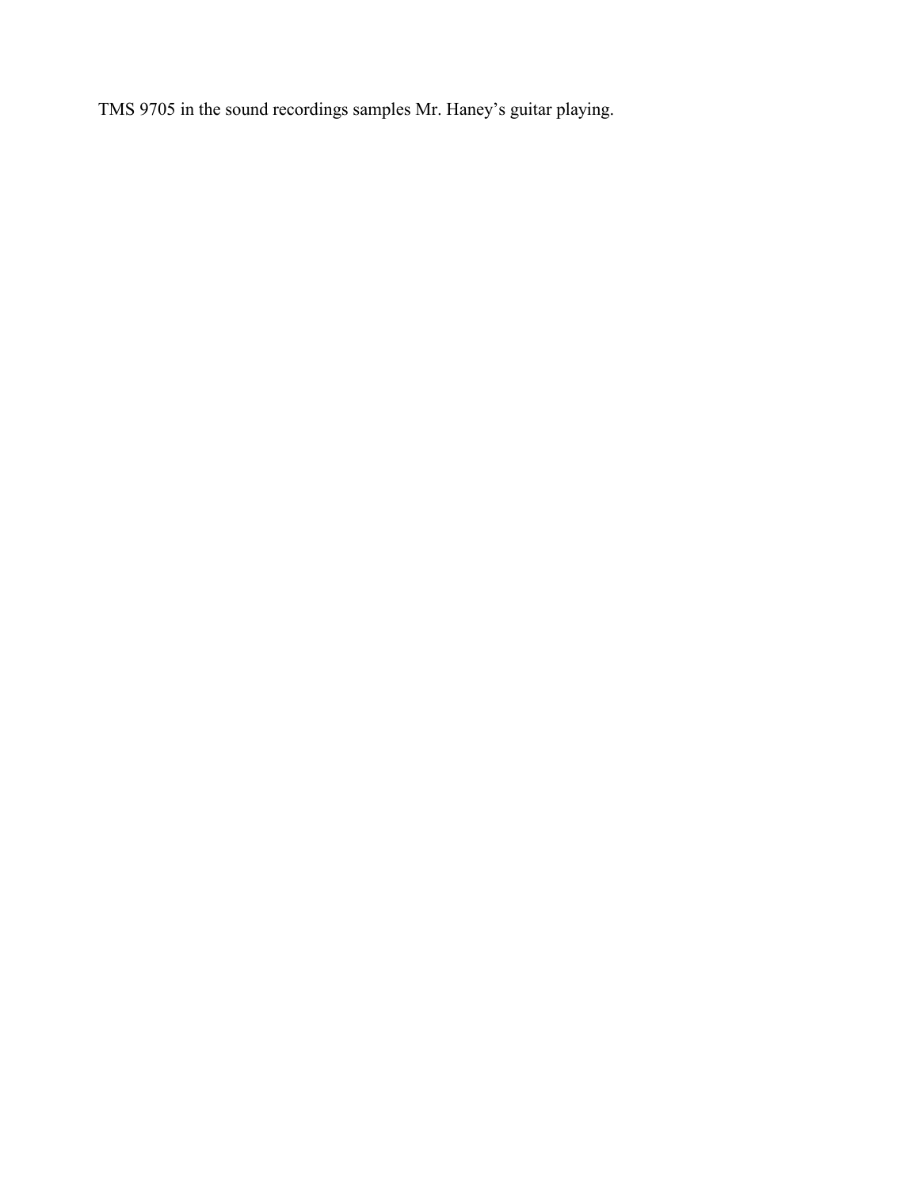TMS 9705 in the sound recordings samples Mr. Haney’s guitar playing.